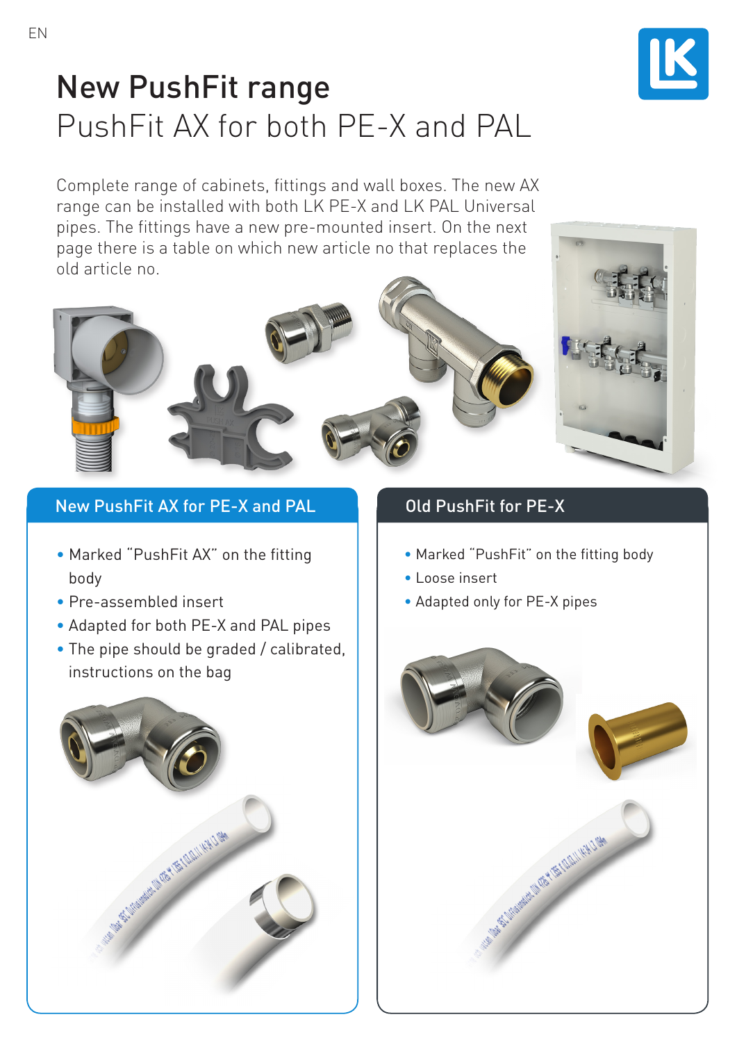EN

# New PushFit range

## PushFit AX for both PE-X and PAL

Complete range of cabinets, fittings and wall boxes. The new AX range can be installed with both LK PE-X and LK PAL Universal pipes. The fittings have a new pre-mounted insert. On the next page there is a table on which new article no that replaces the old article no.

### New PushFit AX for PE-X and PAL

- Marked "PushFit AX" on the fitting body
- Pre-assembled insert
- Adapted for both PE-X and PAL pipes
- The pipe should be graded / calibrated, instructions on the bag

### Old PushFit for PE-X

- Marked "PushFit" on the fitting body
- Loose insert
- Adapted only for PE-X pipes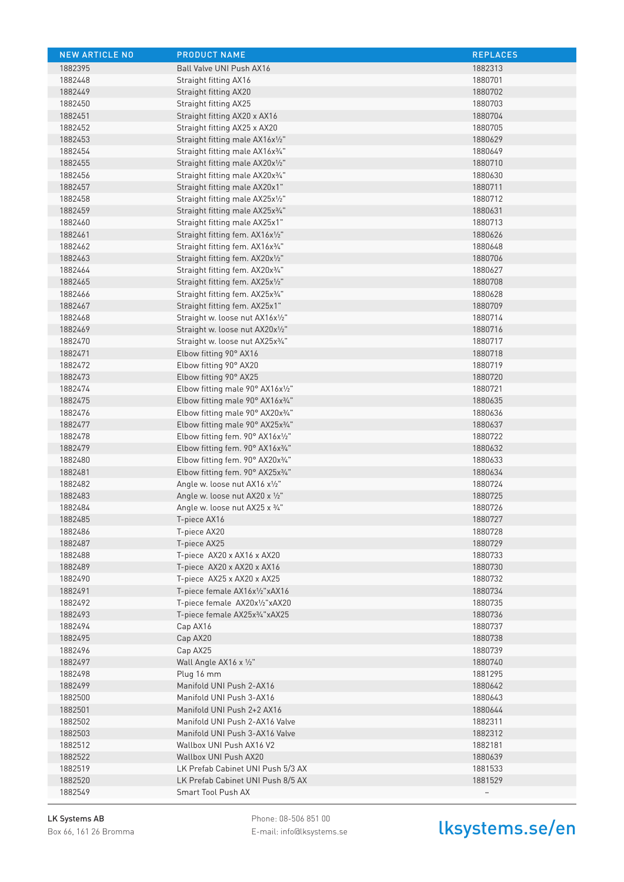| NEW ARTICLE NO | PRODUCT NAME | REPLACES |
|---|---|---|
| 1882395 | Ball Valve UNI Push AX16 | 1882313 |
| 1882448 | Straight fitting AX16 | 1880701 |
| 1882449 | Straight fitting AX20 | 1880702 |
| 1882450 | Straight fitting AX25 | 1880703 |
| 1882451 | Straight fitting AX20 x AX16 | 1880704 |
| 1882452 | Straight fitting AX25 x AX20 | 1880705 |
| 1882453 | Straight fitting male AX16x½" | 1880629 |
| 1882454 | Straight fitting male AX16x¾" | 1880649 |
| 1882455 | Straight fitting male AX20x½" | 1880710 |
| 1882456 | Straight fitting male AX20x¾" | 1880630 |
| 1882457 | Straight fitting male AX20x1" | 1880711 |
| 1882458 | Straight fitting male AX25x½" | 1880712 |
| 1882459 | Straight fitting male AX25x¾" | 1880631 |
| 1882460 | Straight fitting male AX25x1" | 1880713 |
| 1882461 | Straight fitting fem. AX16x½" | 1880626 |
| 1882462 | Straight fitting fem. AX16x¾" | 1880648 |
| 1882463 | Straight fitting fem. AX20x½" | 1880706 |
| 1882464 | Straight fitting fem. AX20x¾" | 1880627 |
| 1882465 | Straight fitting fem. AX25x½" | 1880708 |
| 1882466 | Straight fitting fem. AX25x¾" | 1880628 |
| 1882467 | Straight fitting fem. AX25x1" | 1880709 |
| 1882468 | Straight w. loose nut AX16x½" | 1880714 |
| 1882469 | Straight w. loose nut AX20x½" | 1880716 |
| 1882470 | Straight w. loose nut AX25x¾" | 1880717 |
| 1882471 | Elbow fitting 90° AX16 | 1880718 |
| 1882472 | Elbow fitting 90° AX20 | 1880719 |
| 1882473 | Elbow fitting 90° AX25 | 1880720 |
| 1882474 | Elbow fitting male 90° AX16x½" | 1880721 |
| 1882475 | Elbow fitting male 90° AX16x¾" | 1880635 |
| 1882476 | Elbow fitting male 90° AX20x¾" | 1880636 |
| 1882477 | Elbow fitting male 90° AX25x¾" | 1880637 |
| 1882478 | Elbow fitting fem. 90° AX16x½" | 1880722 |
| 1882479 | Elbow fitting fem. 90° AX16x¾" | 1880632 |
| 1882480 | Elbow fitting fem. 90° AX20x¾" | 1880633 |
| 1882481 | Elbow fitting fem. 90° AX25x¾" | 1880634 |
| 1882482 | Angle w. loose nut AX16 x½" | 1880724 |
| 1882483 | Angle w. loose nut AX20 x ½" | 1880725 |
| 1882484 | Angle w. loose nut AX25 x ¾" | 1880726 |
| 1882485 | T-piece AX16 | 1880727 |
| 1882486 | T-piece AX20 | 1880728 |
| 1882487 | T-piece AX25 | 1880729 |
| 1882488 | T-piece AX20 x AX16 x AX20 | 1880733 |
| 1882489 | T-piece AX20 x AX20 x AX16 | 1880730 |
| 1882490 | T-piece AX25 x AX20 x AX25 | 1880732 |
| 1882491 | T-piece female AX16x½"xAX16 | 1880734 |
| 1882492 | T-piece female AX20x½"xAX20 | 1880735 |
| 1882493 | T-piece female AX25x¾"xAX25 | 1880736 |
| 1882494 | Cap AX16 | 1880737 |
| 1882495 | Cap AX20 | 1880738 |
| 1882496 | Cap AX25 | 1880739 |
| 1882497 | Wall Angle AX16 x ½" | 1880740 |
| 1882498 | Plug 16 mm | 1881295 |
| 1882499 | Manifold UNI Push 2-AX16 | 1880642 |
| 1882500 | Manifold UNI Push 3-AX16 | 1880643 |
| 1882501 | Manifold UNI Push 2+2 AX16 | 1880644 |
| 1882502 | Manifold UNI Push 2-AX16 Valve | 1882311 |
| 1882503 | Manifold UNI Push 3-AX16 Valve | 1882312 |
| 1882512 | Wallbox UNI Push AX16 V2 | 1882181 |
| 1882522 | Wallbox UNI Push AX20 | 1880639 |
| 1882519 | LK Prefab Cabinet UNI Push 5/3 AX | 1881533 |
| 1882520 | LK Prefab Cabinet UNI Push 8/5 AX | 1881529 |
| 1882549 | Smart Tool Push AX | – |

**LK Systems AB**
Box 66, 161 26 Bromma

Phone: 08-506 851 00
E-mail: info@lksystems.se

lksystems.se/en